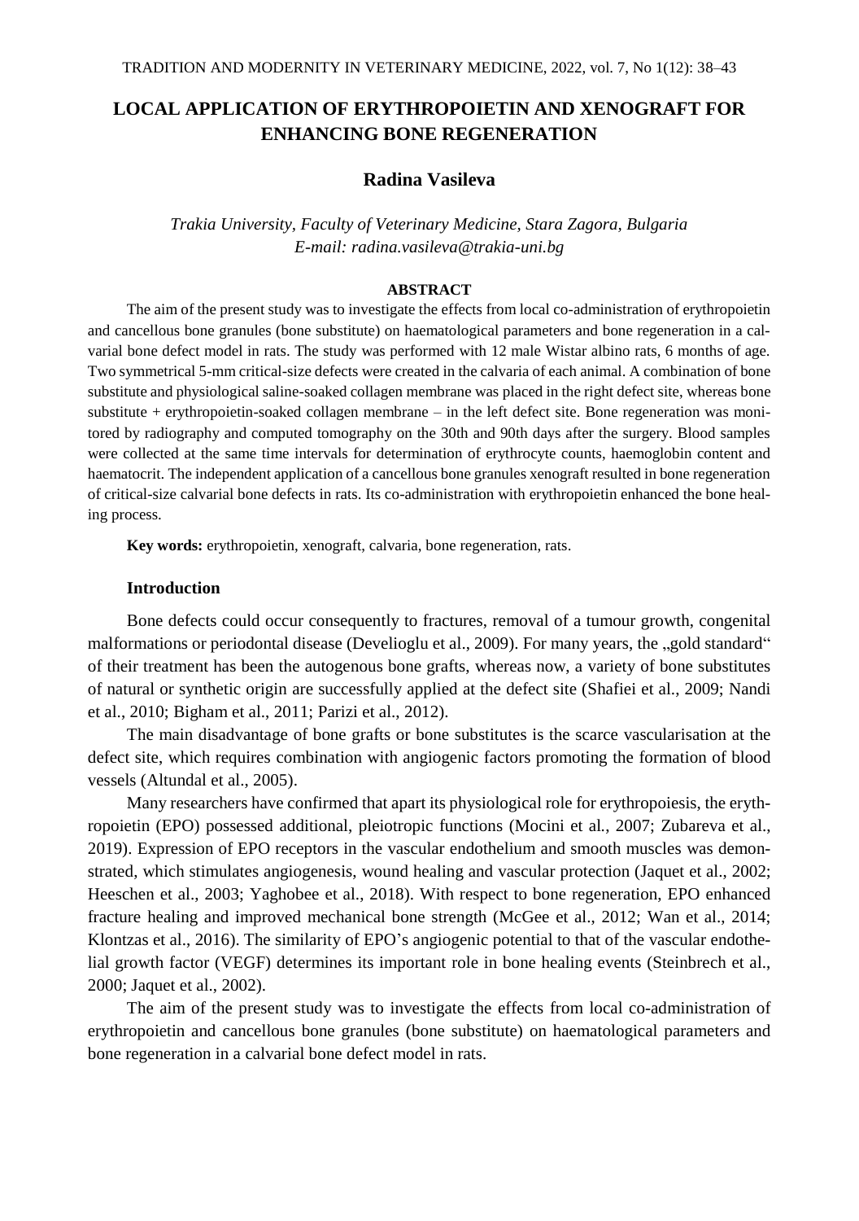# LOCAL APPLICATION OF ERYTHROPOIETIN AND XENOGRAFT FOR ENHANCING BONE REGENERATION

## Radina Vasileva

*Trakia University, Faculty of Veterinary Medicine, Stara Zagora, Bulgaria*
*E-mail: radina.vasileva@trakia-uni.bg*

### ABSTRACT

The aim of the present study was to investigate the effects from local co-administration of erythropoietin and cancellous bone granules (bone substitute) on haematological parameters and bone regeneration in a calvarial bone defect model in rats. The study was performed with 12 male Wistar albino rats, 6 months of age. Two symmetrical 5-mm critical-size defects were created in the calvaria of each animal. A combination of bone substitute and physiological saline-soaked collagen membrane was placed in the right defect site, whereas bone substitute + erythropoietin-soaked collagen membrane – in the left defect site. Bone regeneration was monitored by radiography and computed tomography on the 30th and 90th days after the surgery. Blood samples were collected at the same time intervals for determination of erythrocyte counts, haemoglobin content and haematocrit. The independent application of a cancellous bone granules xenograft resulted in bone regeneration of critical-size calvarial bone defects in rats. Its co-administration with erythropoietin enhanced the bone healing process.

**Key words:** erythropoietin, xenograft, calvaria, bone regeneration, rats.

### Introduction

Bone defects could occur consequently to fractures, removal of a tumour growth, congenital malformations or periodontal disease (Develioglu et al., 2009). For many years, the „gold standard" of their treatment has been the autogenous bone grafts, whereas now, a variety of bone substitutes of natural or synthetic origin are successfully applied at the defect site (Shafiei et al., 2009; Nandi et al., 2010; Bigham et al., 2011; Parizi et al., 2012).

The main disadvantage of bone grafts or bone substitutes is the scarce vascularisation at the defect site, which requires combination with angiogenic factors promoting the formation of blood vessels (Altundal et al., 2005).

Many researchers have confirmed that apart its physiological role for erythropoiesis, the erythropoietin (EPO) possessed additional, pleiotropic functions (Mocini et al., 2007; Zubareva et al., 2019). Expression of EPO receptors in the vascular endothelium and smooth muscles was demonstrated, which stimulates angiogenesis, wound healing and vascular protection (Jaquet et al., 2002; Heeschen et al., 2003; Yaghobee et al., 2018). With respect to bone regeneration, EPO enhanced fracture healing and improved mechanical bone strength (McGee et al., 2012; Wan et al., 2014; Klontzas et al., 2016). The similarity of EPO's angiogenic potential to that of the vascular endothelial growth factor (VEGF) determines its important role in bone healing events (Steinbrech et al., 2000; Jaquet et al., 2002).

The aim of the present study was to investigate the effects from local co-administration of erythropoietin and cancellous bone granules (bone substitute) on haematological parameters and bone regeneration in a calvarial bone defect model in rats.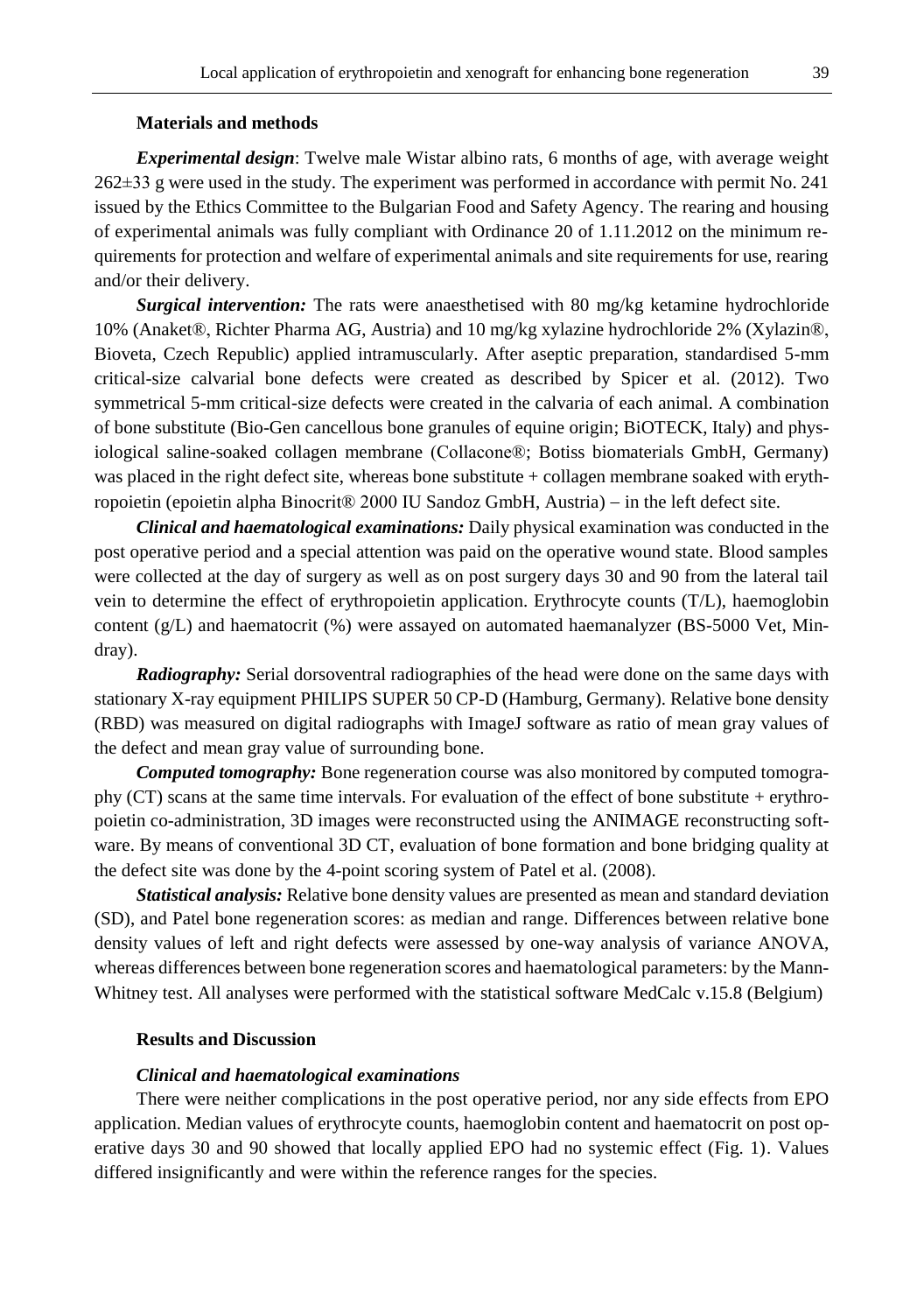### Materials and methods

***Experimental design***: Twelve male Wistar albino rats, 6 months of age, with average weight 262±33 g were used in the study. The experiment was performed in accordance with permit No. 241 issued by the Ethics Committee to the Bulgarian Food and Safety Agency. The rearing and housing of experimental animals was fully compliant with Ordinance 20 of 1.11.2012 on the minimum requirements for protection and welfare of experimental animals and site requirements for use, rearing and/or their delivery.

***Surgical intervention:*** The rats were anaesthetised with 80 mg/kg ketamine hydrochloride 10% (Anaket®, Richter Pharma AG, Austria) and 10 mg/kg xylazine hydrochloride 2% (Xylazin®, Bioveta, Czech Republic) applied intramuscularly. After aseptic preparation, standardised 5-mm critical-size calvarial bone defects were created as described by Spicer et al. (2012). Two symmetrical 5-mm critical-size defects were created in the calvaria of each animal. A combination of bone substitute (Bio-Gen cancellous bone granules of equine origin; BiOTECK, Italy) and physiological saline-soaked collagen membrane (Collacone®; Botiss biomaterials GmbH, Germany) was placed in the right defect site, whereas bone substitute + collagen membrane soaked with erythropoietin (epoietin alpha Binocrit® 2000 IU Sandoz GmbH, Austria) – in the left defect site.

***Clinical and haematological examinations:*** Daily physical examination was conducted in the post operative period and a special attention was paid on the operative wound state. Blood samples were collected at the day of surgery as well as on post surgery days 30 and 90 from the lateral tail vein to determine the effect of erythropoietin application. Erythrocyte counts (T/L), haemoglobin content (g/L) and haematocrit (%) were assayed on automated haemanalyzer (BS-5000 Vet, Mindray).

***Radiography:*** Serial dorsoventral radiographies of the head were done on the same days with stationary X-ray equipment PHILIPS SUPER 50 CP-D (Hamburg, Germany). Relative bone density (RBD) was measured on digital radiographs with ImageJ software as ratio of mean gray values of the defect and mean gray value of surrounding bone.

***Computed tomography:*** Bone regeneration course was also monitored by computed tomography (CT) scans at the same time intervals. For evaluation of the effect of bone substitute + erythropoietin co-administration, 3D images were reconstructed using the ANIMAGE reconstructing software. By means of conventional 3D CT, evaluation of bone formation and bone bridging quality at the defect site was done by the 4-point scoring system of Patel et al. (2008).

***Statistical analysis:*** Relative bone density values are presented as mean and standard deviation (SD), and Patel bone regeneration scores: as median and range. Differences between relative bone density values of left and right defects were assessed by one-way analysis of variance ANOVA, whereas differences between bone regeneration scores and haematological parameters: by the Mann-Whitney test. All analyses were performed with the statistical software MedCalc v.15.8 (Belgium)

### Results and Discussion

#### *Clinical and haematological examinations*

There were neither complications in the post operative period, nor any side effects from EPO application. Median values of erythrocyte counts, haemoglobin content and haematocrit on post operative days 30 and 90 showed that locally applied EPO had no systemic effect (Fig. 1). Values differed insignificantly and were within the reference ranges for the species.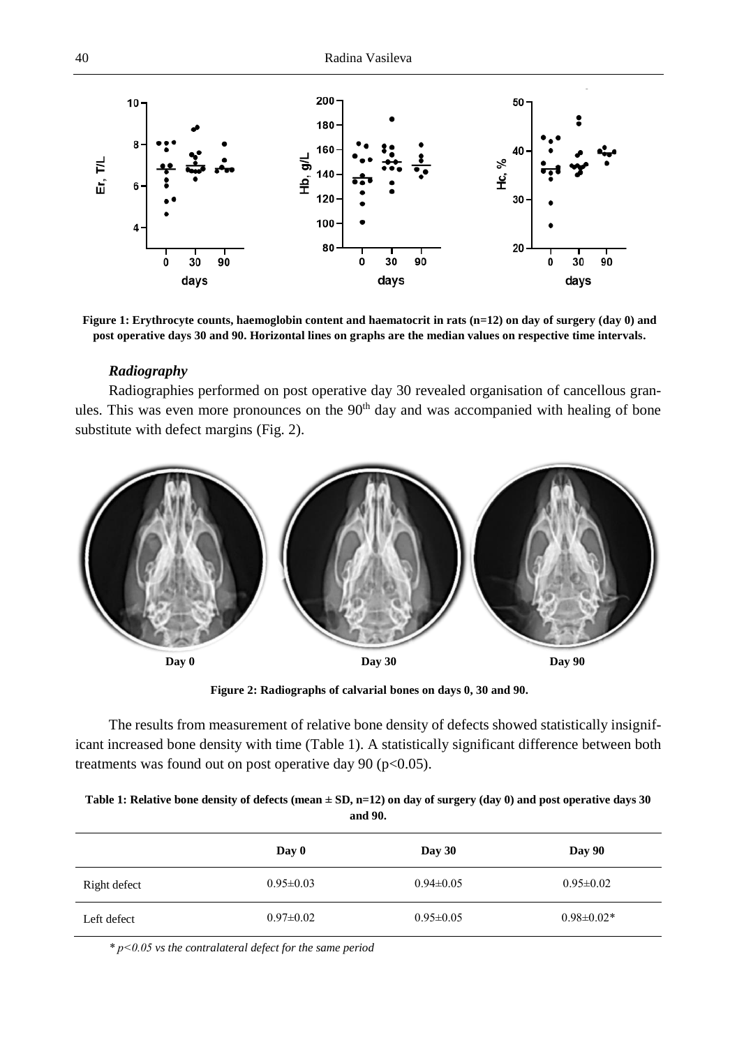Figure 1: Erythrocyte counts, haemoglobin content and haematocrit in rats (n=12) on day of surgery (day 0) and post operative days 30 and 90. Horizontal lines on graphs are the median values on respective time intervals.

### *Radiography*

Radiographies performed on post operative day 30 revealed organisation of cancellous granules. This was even more pronounces on the 90th day and was accompanied with healing of bone substitute with defect margins (Fig. 2).

Figure 2: Radiographs of calvarial bones on days 0, 30 and 90.

The results from measurement of relative bone density of defects showed statistically insignificant increased bone density with time (Table 1). A statistically significant difference between both treatments was found out on post operative day 90 ($p<0.05$).

**Table 1: Relative bone density of defects (mean ± SD, n=12) on day of surgery (day 0) and post operative days 30 and 90.**

| | Day 0 | Day 30 | Day 90 |
|---|---|---|---|
| Right defect | 0.95±0.03 | 0.94±0.05 | 0.95±0.02 |
| Left defect | 0.97±0.02 | 0.95±0.05 | 0.98±0.02* |

*\* $p<0.05$ vs the contralateral defect for the same period*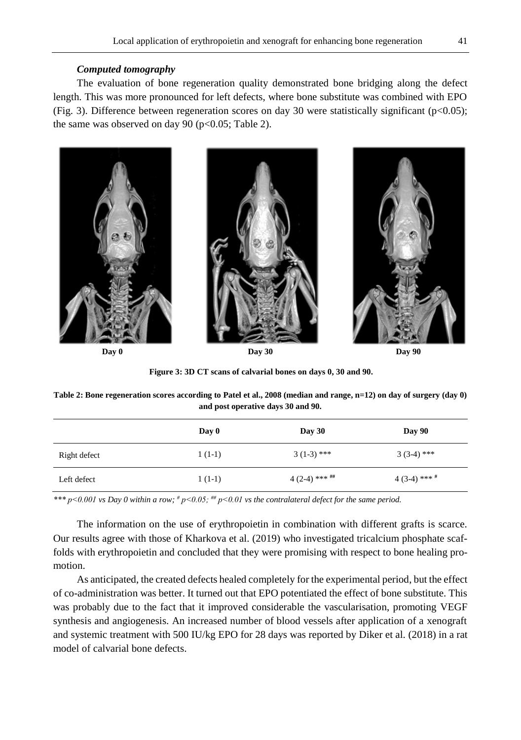### *Computed tomography*

The evaluation of bone regeneration quality demonstrated bone bridging along the defect length. This was more pronounced for left defects, where bone substitute was combined with EPO (Fig. 3). Difference between regeneration scores on day 30 were statistically significant ($p<0.05$); the same was observed on day 90 ($p<0.05$; Table 2).

Day 0 Day 30 Day 90

**Figure 3: 3D CT scans of calvarial bones on days 0, 30 and 90.**

**Table 2: Bone regeneration scores according to Patel et al., 2008 (median and range, n=12) on day of surgery (day 0) and post operative days 30 and 90.**

| | Day 0 | Day 30 | Day 90 |
|---|---|---|---|
| Right defect | 1 (1-1) | 3 (1-3) *** | 3 (3-4) *** |
| Left defect | 1 (1-1) | 4 (2-4) *** ## | 4 (3-4) *** # |

*\*\*\* $p<0.001$ vs Day 0 within a row; # $p<0.05$; ## $p<0.01$ vs the contralateral defect for the same period.*

The information on the use of erythropoietin in combination with different grafts is scarce. Our results agree with those of Kharkova et al. (2019) who investigated tricalcium phosphate scaffolds with erythropoietin and concluded that they were promising with respect to bone healing promotion.

As anticipated, the created defects healed completely for the experimental period, but the effect of co-administration was better. It turned out that EPO potentiated the effect of bone substitute. This was probably due to the fact that it improved considerable the vascularisation, promoting VEGF synthesis and angiogenesis. An increased number of blood vessels after application of a xenograft and systemic treatment with 500 IU/kg EPO for 28 days was reported by Diker et al. (2018) in a rat model of calvarial bone defects.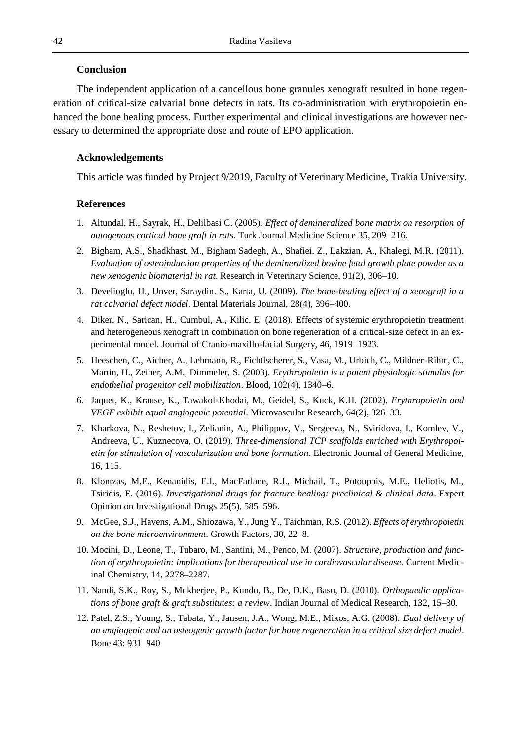### Conclusion

The independent application of a cancellous bone granules xenograft resulted in bone regeneration of critical-size calvarial bone defects in rats. Its co-administration with erythropoietin enhanced the bone healing process. Further experimental and clinical investigations are however necessary to determined the appropriate dose and route of EPO application.

### Acknowledgements

This article was funded by Project 9/2019, Faculty of Veterinary Medicine, Trakia University.

### References

1. Altundal, H., Sayrak, H., Delilbasi C. (2005). *Effect of demineralized bone matrix on resorption of autogenous cortical bone graft in rats*. Turk Journal Medicine Science 35, 209–216.
2. Bigham, A.S., Shadkhast, M., Bigham Sadegh, A., Shafiei, Z., Lakzian, A., Khalegi, M.R. (2011). *Evaluation of osteoinduction properties of the demineralized bovine fetal growth plate powder as a new xenogenic biomaterial in rat*. Research in Veterinary Science, 91(2), 306–10.
3. Develioglu, H., Unver, Saraydin. S., Karta, U. (2009). *The bone-healing effect of a xenograft in a rat calvarial defect model*. Dental Materials Journal, 28(4), 396–400.
4. Diker, N., Sarican, H., Cumbul, A., Kilic, E. (2018). Effects of systemic erythropoietin treatment and heterogeneous xenograft in combination on bone regeneration of a critical-size defect in an experimental model. Journal of Cranio-maxillo-facial Surgery, 46, 1919–1923.
5. Heeschen, C., Aicher, A., Lehmann, R., Fichtlscherer, S., Vasa, M., Urbich, C., Mildner-Rihm, C., Martin, H., Zeiher, A.M., Dimmeler, S. (2003). *Erythropoietin is a potent physiologic stimulus for endothelial progenitor cell mobilization*. Blood, 102(4), 1340–6.
6. Jaquet, K., Krause, K., Tawakol-Khodai, M., Geidel, S., Kuck, K.H. (2002). *Erythropoietin and VEGF exhibit equal angiogenic potential*. Microvascular Research, 64(2), 326–33.
7. Kharkova, N., Reshetov, I., Zelianin, A., Philippov, V., Sergeeva, N., Sviridova, I., Komlev, V., Andreeva, U., Kuznecova, O. (2019). *Three-dimensional TCP scaffolds enriched with Erythropoietin for stimulation of vascularization and bone formation*. Electronic Journal of General Medicine, 16, 115.
8. Klontzas, M.E., Kenanidis, E.I., MacFarlane, R.J., Michail, T., Potoupnis, M.E., Heliotis, M., Tsiridis, E. (2016). *Investigational drugs for fracture healing: preclinical & clinical data*. Expert Opinion on Investigational Drugs 25(5), 585–596.
9. McGee, S.J., Havens, A.M., Shiozawa, Y., Jung Y., Taichman, R.S. (2012). *Effects of erythropoietin on the bone microenvironment*. Growth Factors, 30, 22–8.
10. Mocini, D., Leone, T., Tubaro, M., Santini, M., Penco, M. (2007). *Structure, production and function of erythropoietin: implications for therapeutical use in cardiovascular disease*. Current Medicinal Chemistry, 14, 2278–2287.
11. Nandi, S.K., Roy, S., Mukherjee, P., Kundu, B., De, D.K., Basu, D. (2010). *Orthopaedic applications of bone graft & graft substitutes: a review*. Indian Journal of Medical Research, 132, 15–30.
12. Patel, Z.S., Young, S., Tabata, Y., Jansen, J.A., Wong, M.E., Mikos, A.G. (2008). *Dual delivery of an angiogenic and an osteogenic growth factor for bone regeneration in a critical size defect model*. Bone 43: 931–940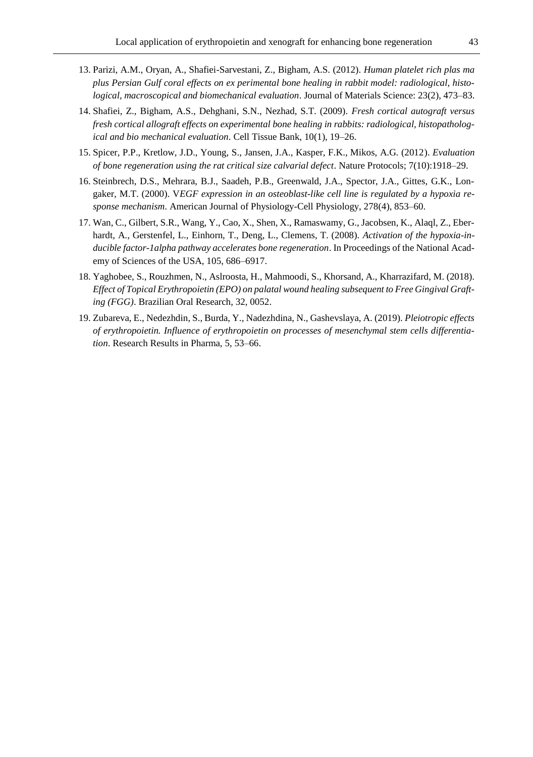13. Parizi, A.M., Oryan, A., Shafiei-Sarvestani, Z., Bigham, A.S. (2012). *Human platelet rich plas ma plus Persian Gulf coral effects on ex perimental bone healing in rabbit model: radiological, histological, macroscopical and biomechanical evaluation*. Journal of Materials Science: 23(2), 473–83.
14. Shafiei, Z., Bigham, A.S., Dehghani, S.N., Nezhad, S.T. (2009). *Fresh cortical autograft versus fresh cortical allograft effects on experimental bone healing in rabbits: radiological, histopathological and bio mechanical evaluation*. Cell Tissue Bank, 10(1), 19–26.
15. Spicer, P.P., Kretlow, J.D., Young, S., Jansen, J.A., Kasper, F.K., Mikos, A.G. (2012). *Evaluation of bone regeneration using the rat critical size calvarial defect*. Nature Protocols; 7(10):1918–29.
16. Steinbrech, D.S., Mehrara, B.J., Saadeh, P.B., Greenwald, J.A., Spector, J.A., Gittes, G.K., Longaker, M.T. (2000). V*EGF expression in an osteoblast-like cell line is regulated by a hypoxia response mechanism*. American Journal of Physiology-Cell Physiology, 278(4), 853–60.
17. Wan, C., Gilbert, S.R., Wang, Y., Cao, X., Shen, X., Ramaswamy, G., Jacobsen, K., Alaql, Z., Eberhardt, A., Gerstenfel, L., Einhorn, T., Deng, L., Clemens, T. (2008). *Activation of the hypoxia-inducible factor-1alpha pathway accelerates bone regeneration*. In Proceedings of the National Academy of Sciences of the USA, 105, 686–6917.
18. Yaghobee, S., Rouzhmen, N., Aslroosta, H., Mahmoodi, S., Khorsand, A., Kharrazifard, M. (2018). *Effect of Topical Erythropoietin (EPO) on palatal wound healing subsequent to Free Gingival Grafting (FGG)*. Brazilian Oral Research, 32, 0052.
19. Zubareva, E., Nedezhdin, S., Burda, Y., Nadezhdina, N., Gashevslaya, A. (2019). *Pleiotropic effects of erythropoietin. Influence of erythropoietin on processes of mesenchymal stem cells differentiation*. Research Results in Pharma, 5, 53–66.